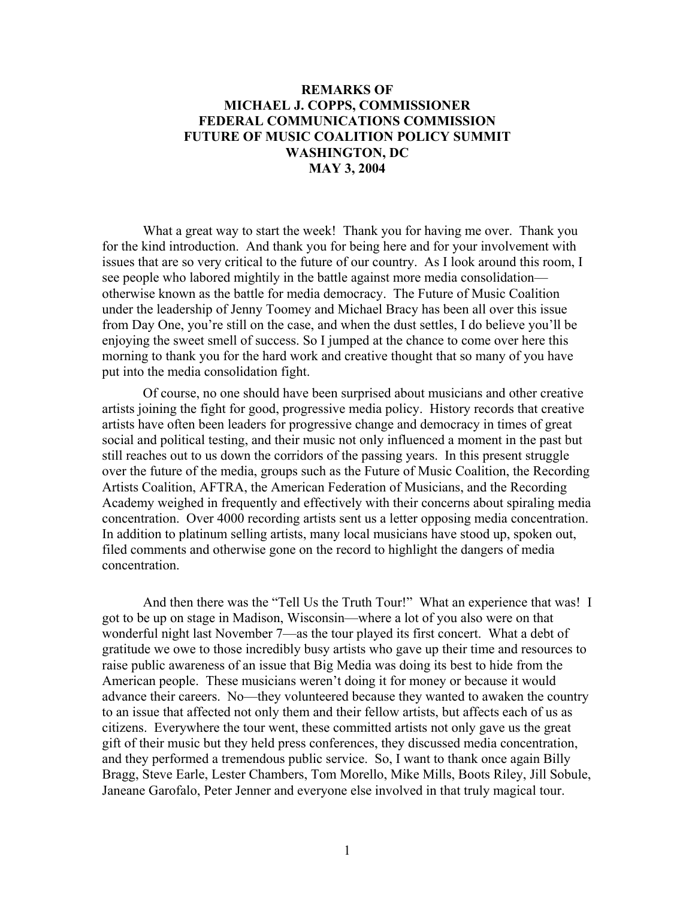# REMARKS OF
# MICHAEL J. COPPS, COMMISSIONER
# FEDERAL COMMUNICATIONS COMMISSION
# FUTURE OF MUSIC COALITION POLICY SUMMIT
# WASHINGTON, DC
# MAY 3, 2004

What a great way to start the week! Thank you for having me over. Thank you for the kind introduction. And thank you for being here and for your involvement with issues that are so very critical to the future of our country. As I look around this room, I see people who labored mightily in the battle against more media consolidation—otherwise known as the battle for media democracy. The Future of Music Coalition under the leadership of Jenny Toomey and Michael Bracy has been all over this issue from Day One, you're still on the case, and when the dust settles, I do believe you'll be enjoying the sweet smell of success. So I jumped at the chance to come over here this morning to thank you for the hard work and creative thought that so many of you have put into the media consolidation fight.

Of course, no one should have been surprised about musicians and other creative artists joining the fight for good, progressive media policy. History records that creative artists have often been leaders for progressive change and democracy in times of great social and political testing, and their music not only influenced a moment in the past but still reaches out to us down the corridors of the passing years. In this present struggle over the future of the media, groups such as the Future of Music Coalition, the Recording Artists Coalition, AFTRA, the American Federation of Musicians, and the Recording Academy weighed in frequently and effectively with their concerns about spiraling media concentration. Over 4000 recording artists sent us a letter opposing media concentration. In addition to platinum selling artists, many local musicians have stood up, spoken out, filed comments and otherwise gone on the record to highlight the dangers of media concentration.

And then there was the "Tell Us the Truth Tour!" What an experience that was! I got to be up on stage in Madison, Wisconsin—where a lot of you also were on that wonderful night last November 7—as the tour played its first concert. What a debt of gratitude we owe to those incredibly busy artists who gave up their time and resources to raise public awareness of an issue that Big Media was doing its best to hide from the American people. These musicians weren't doing it for money or because it would advance their careers. No—they volunteered because they wanted to awaken the country to an issue that affected not only them and their fellow artists, but affects each of us as citizens. Everywhere the tour went, these committed artists not only gave us the great gift of their music but they held press conferences, they discussed media concentration, and they performed a tremendous public service. So, I want to thank once again Billy Bragg, Steve Earle, Lester Chambers, Tom Morello, Mike Mills, Boots Riley, Jill Sobule, Janeane Garofalo, Peter Jenner and everyone else involved in that truly magical tour.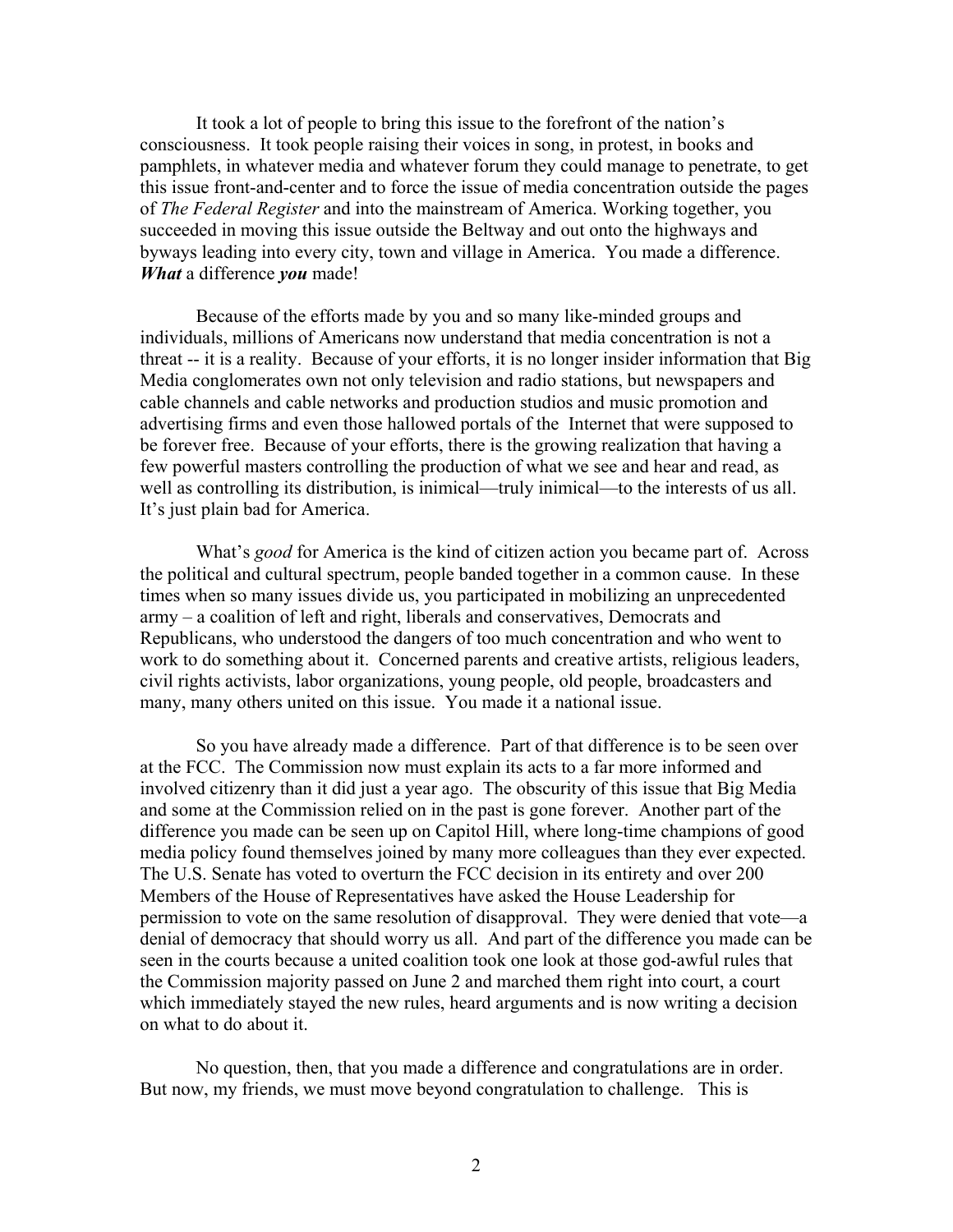It took a lot of people to bring this issue to the forefront of the nation's consciousness. It took people raising their voices in song, in protest, in books and pamphlets, in whatever media and whatever forum they could manage to penetrate, to get this issue front-and-center and to force the issue of media concentration outside the pages of *The Federal Register* and into the mainstream of America. Working together, you succeeded in moving this issue outside the Beltway and out onto the highways and byways leading into every city, town and village in America. You made a difference. ***What*** a difference ***you*** made!

Because of the efforts made by you and so many like-minded groups and individuals, millions of Americans now understand that media concentration is not a threat -- it is a reality. Because of your efforts, it is no longer insider information that Big Media conglomerates own not only television and radio stations, but newspapers and cable channels and cable networks and production studios and music promotion and advertising firms and even those hallowed portals of the Internet that were supposed to be forever free. Because of your efforts, there is the growing realization that having a few powerful masters controlling the production of what we see and hear and read, as well as controlling its distribution, is inimical—truly inimical—to the interests of us all. It's just plain bad for America.

What's *good* for America is the kind of citizen action you became part of. Across the political and cultural spectrum, people banded together in a common cause. In these times when so many issues divide us, you participated in mobilizing an unprecedented army – a coalition of left and right, liberals and conservatives, Democrats and Republicans, who understood the dangers of too much concentration and who went to work to do something about it. Concerned parents and creative artists, religious leaders, civil rights activists, labor organizations, young people, old people, broadcasters and many, many others united on this issue. You made it a national issue.

So you have already made a difference. Part of that difference is to be seen over at the FCC. The Commission now must explain its acts to a far more informed and involved citizenry than it did just a year ago. The obscurity of this issue that Big Media and some at the Commission relied on in the past is gone forever. Another part of the difference you made can be seen up on Capitol Hill, where long-time champions of good media policy found themselves joined by many more colleagues than they ever expected. The U.S. Senate has voted to overturn the FCC decision in its entirety and over 200 Members of the House of Representatives have asked the House Leadership for permission to vote on the same resolution of disapproval. They were denied that vote—a denial of democracy that should worry us all. And part of the difference you made can be seen in the courts because a united coalition took one look at those god-awful rules that the Commission majority passed on June 2 and marched them right into court, a court which immediately stayed the new rules, heard arguments and is now writing a decision on what to do about it.

No question, then, that you made a difference and congratulations are in order. But now, my friends, we must move beyond congratulation to challenge. This is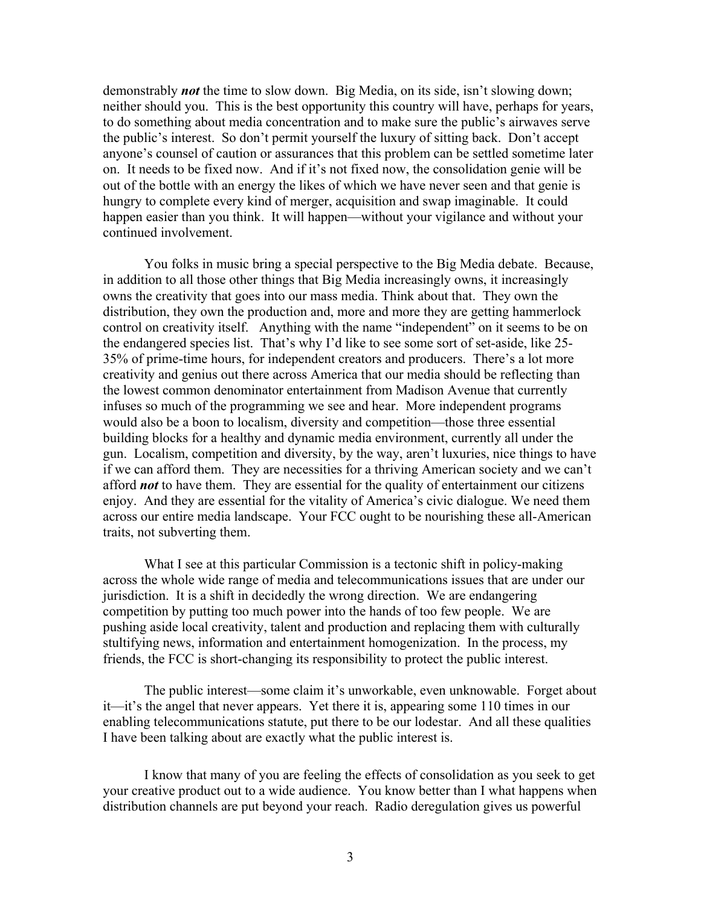demonstrably ***not*** the time to slow down. Big Media, on its side, isn't slowing down; neither should you. This is the best opportunity this country will have, perhaps for years, to do something about media concentration and to make sure the public's airwaves serve the public's interest. So don't permit yourself the luxury of sitting back. Don't accept anyone's counsel of caution or assurances that this problem can be settled sometime later on. It needs to be fixed now. And if it's not fixed now, the consolidation genie will be out of the bottle with an energy the likes of which we have never seen and that genie is hungry to complete every kind of merger, acquisition and swap imaginable. It could happen easier than you think. It will happen—without your vigilance and without your continued involvement.

You folks in music bring a special perspective to the Big Media debate. Because, in addition to all those other things that Big Media increasingly owns, it increasingly owns the creativity that goes into our mass media. Think about that. They own the distribution, they own the production and, more and more they are getting hammerlock control on creativity itself. Anything with the name "independent" on it seems to be on the endangered species list. That's why I'd like to see some sort of set-aside, like 25-35% of prime-time hours, for independent creators and producers. There's a lot more creativity and genius out there across America that our media should be reflecting than the lowest common denominator entertainment from Madison Avenue that currently infuses so much of the programming we see and hear. More independent programs would also be a boon to localism, diversity and competition—those three essential building blocks for a healthy and dynamic media environment, currently all under the gun. Localism, competition and diversity, by the way, aren't luxuries, nice things to have if we can afford them. They are necessities for a thriving American society and we can't afford ***not*** to have them. They are essential for the quality of entertainment our citizens enjoy. And they are essential for the vitality of America's civic dialogue. We need them across our entire media landscape. Your FCC ought to be nourishing these all-American traits, not subverting them.

What I see at this particular Commission is a tectonic shift in policy-making across the whole wide range of media and telecommunications issues that are under our jurisdiction. It is a shift in decidedly the wrong direction. We are endangering competition by putting too much power into the hands of too few people. We are pushing aside local creativity, talent and production and replacing them with culturally stultifying news, information and entertainment homogenization. In the process, my friends, the FCC is short-changing its responsibility to protect the public interest.

The public interest—some claim it's unworkable, even unknowable. Forget about it—it's the angel that never appears. Yet there it is, appearing some 110 times in our enabling telecommunications statute, put there to be our lodestar. And all these qualities I have been talking about are exactly what the public interest is.

I know that many of you are feeling the effects of consolidation as you seek to get your creative product out to a wide audience. You know better than I what happens when distribution channels are put beyond your reach. Radio deregulation gives us powerful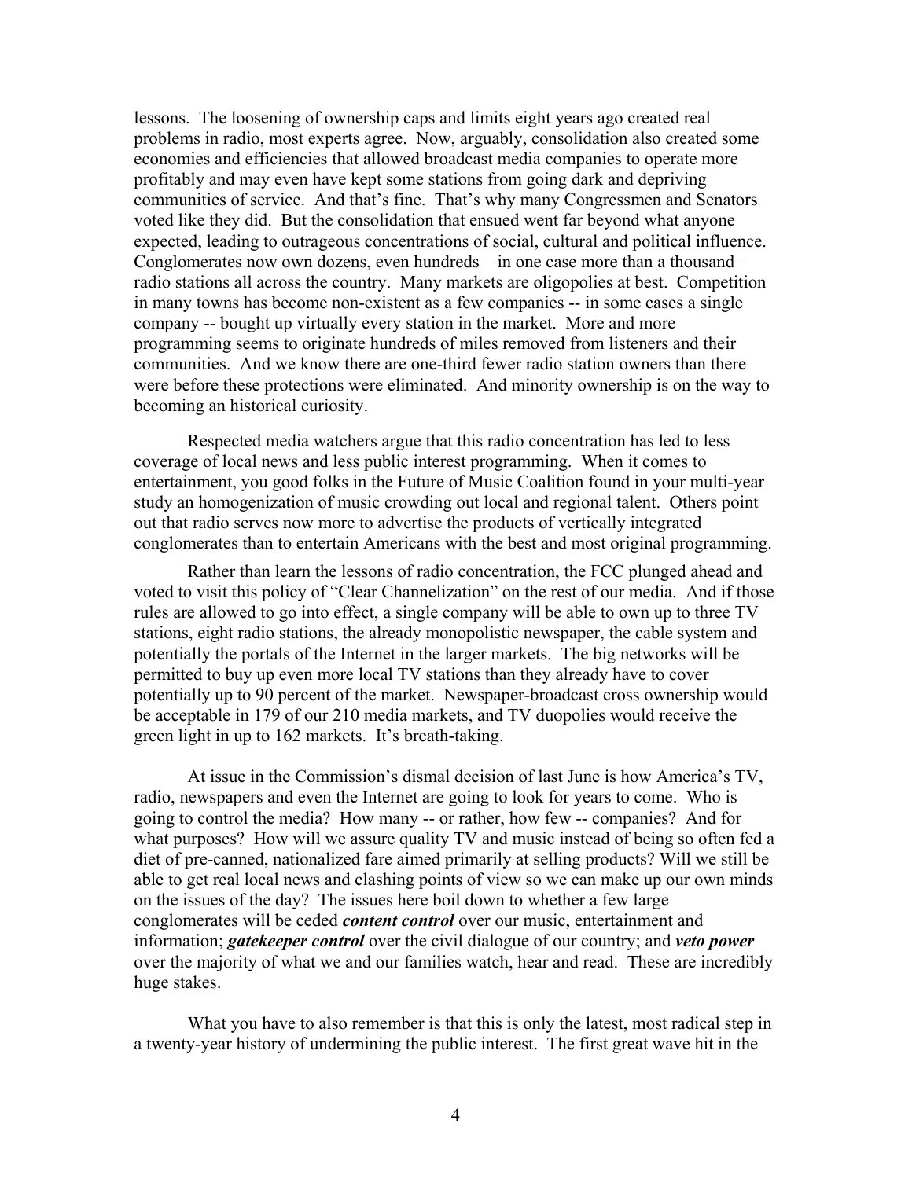lessons. The loosening of ownership caps and limits eight years ago created real problems in radio, most experts agree. Now, arguably, consolidation also created some economies and efficiencies that allowed broadcast media companies to operate more profitably and may even have kept some stations from going dark and depriving communities of service. And that's fine. That's why many Congressmen and Senators voted like they did. But the consolidation that ensued went far beyond what anyone expected, leading to outrageous concentrations of social, cultural and political influence. Conglomerates now own dozens, even hundreds – in one case more than a thousand – radio stations all across the country. Many markets are oligopolies at best. Competition in many towns has become non-existent as a few companies -- in some cases a single company -- bought up virtually every station in the market. More and more programming seems to originate hundreds of miles removed from listeners and their communities. And we know there are one-third fewer radio station owners than there were before these protections were eliminated. And minority ownership is on the way to becoming an historical curiosity.

Respected media watchers argue that this radio concentration has led to less coverage of local news and less public interest programming. When it comes to entertainment, you good folks in the Future of Music Coalition found in your multi-year study an homogenization of music crowding out local and regional talent. Others point out that radio serves now more to advertise the products of vertically integrated conglomerates than to entertain Americans with the best and most original programming.

Rather than learn the lessons of radio concentration, the FCC plunged ahead and voted to visit this policy of "Clear Channelization" on the rest of our media. And if those rules are allowed to go into effect, a single company will be able to own up to three TV stations, eight radio stations, the already monopolistic newspaper, the cable system and potentially the portals of the Internet in the larger markets. The big networks will be permitted to buy up even more local TV stations than they already have to cover potentially up to 90 percent of the market. Newspaper-broadcast cross ownership would be acceptable in 179 of our 210 media markets, and TV duopolies would receive the green light in up to 162 markets. It's breath-taking.

At issue in the Commission's dismal decision of last June is how America's TV, radio, newspapers and even the Internet are going to look for years to come. Who is going to control the media? How many -- or rather, how few -- companies? And for what purposes? How will we assure quality TV and music instead of being so often fed a diet of pre-canned, nationalized fare aimed primarily at selling products? Will we still be able to get real local news and clashing points of view so we can make up our own minds on the issues of the day? The issues here boil down to whether a few large conglomerates will be ceded ***content control*** over our music, entertainment and information; ***gatekeeper control*** over the civil dialogue of our country; and ***veto power*** over the majority of what we and our families watch, hear and read. These are incredibly huge stakes.

What you have to also remember is that this is only the latest, most radical step in a twenty-year history of undermining the public interest. The first great wave hit in the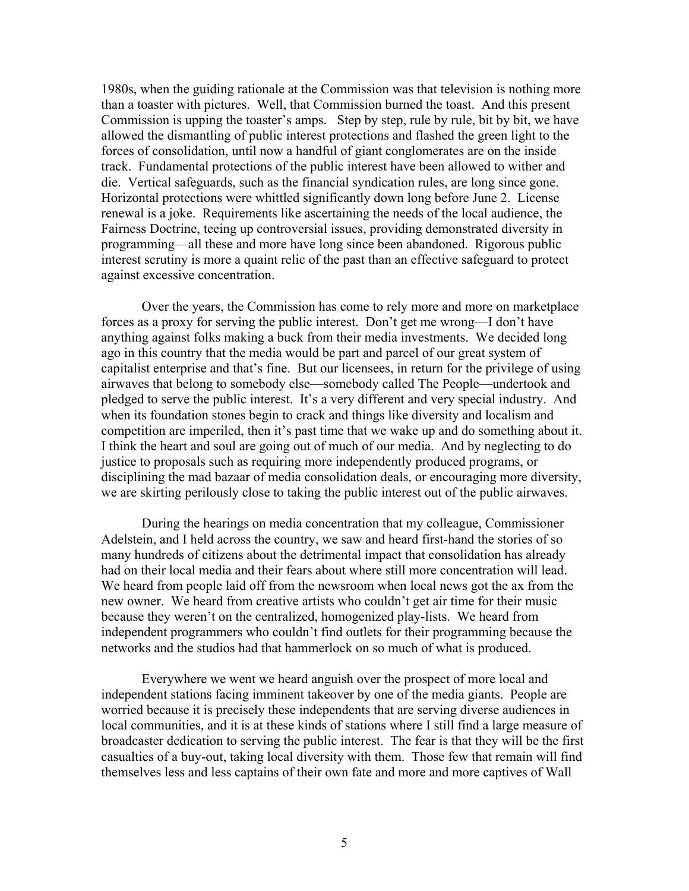1980s, when the guiding rationale at the Commission was that television is nothing more than a toaster with pictures. Well, that Commission burned the toast. And this present Commission is upping the toaster's amps. Step by step, rule by rule, bit by bit, we have allowed the dismantling of public interest protections and flashed the green light to the forces of consolidation, until now a handful of giant conglomerates are on the inside track. Fundamental protections of the public interest have been allowed to wither and die. Vertical safeguards, such as the financial syndication rules, are long since gone. Horizontal protections were whittled significantly down long before June 2. License renewal is a joke. Requirements like ascertaining the needs of the local audience, the Fairness Doctrine, teeing up controversial issues, providing demonstrated diversity in programming—all these and more have long since been abandoned. Rigorous public interest scrutiny is more a quaint relic of the past than an effective safeguard to protect against excessive concentration.

Over the years, the Commission has come to rely more and more on marketplace forces as a proxy for serving the public interest. Don't get me wrong—I don't have anything against folks making a buck from their media investments. We decided long ago in this country that the media would be part and parcel of our great system of capitalist enterprise and that's fine. But our licensees, in return for the privilege of using airwaves that belong to somebody else—somebody called The People—undertook and pledged to serve the public interest. It's a very different and very special industry. And when its foundation stones begin to crack and things like diversity and localism and competition are imperiled, then it's past time that we wake up and do something about it. I think the heart and soul are going out of much of our media. And by neglecting to do justice to proposals such as requiring more independently produced programs, or disciplining the mad bazaar of media consolidation deals, or encouraging more diversity, we are skirting perilously close to taking the public interest out of the public airwaves.

During the hearings on media concentration that my colleague, Commissioner Adelstein, and I held across the country, we saw and heard first-hand the stories of so many hundreds of citizens about the detrimental impact that consolidation has already had on their local media and their fears about where still more concentration will lead. We heard from people laid off from the newsroom when local news got the ax from the new owner. We heard from creative artists who couldn't get air time for their music because they weren't on the centralized, homogenized play-lists. We heard from independent programmers who couldn't find outlets for their programming because the networks and the studios had that hammerlock on so much of what is produced.

Everywhere we went we heard anguish over the prospect of more local and independent stations facing imminent takeover by one of the media giants. People are worried because it is precisely these independents that are serving diverse audiences in local communities, and it is at these kinds of stations where I still find a large measure of broadcaster dedication to serving the public interest. The fear is that they will be the first casualties of a buy-out, taking local diversity with them. Those few that remain will find themselves less and less captains of their own fate and more and more captives of Wall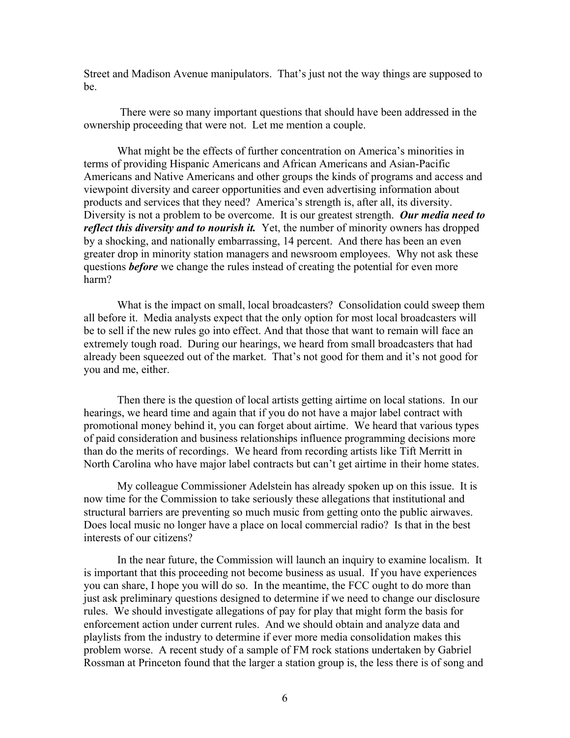Street and Madison Avenue manipulators. That's just not the way things are supposed to be.

There were so many important questions that should have been addressed in the ownership proceeding that were not. Let me mention a couple.

What might be the effects of further concentration on America's minorities in terms of providing Hispanic Americans and African Americans and Asian-Pacific Americans and Native Americans and other groups the kinds of programs and access and viewpoint diversity and career opportunities and even advertising information about products and services that they need? America's strength is, after all, its diversity. Diversity is not a problem to be overcome. It is our greatest strength. ***Our media need to reflect this diversity and to nourish it.*** Yet, the number of minority owners has dropped by a shocking, and nationally embarrassing, 14 percent. And there has been an even greater drop in minority station managers and newsroom employees. Why not ask these questions ***before*** we change the rules instead of creating the potential for even more harm?

What is the impact on small, local broadcasters? Consolidation could sweep them all before it. Media analysts expect that the only option for most local broadcasters will be to sell if the new rules go into effect. And that those that want to remain will face an extremely tough road. During our hearings, we heard from small broadcasters that had already been squeezed out of the market. That's not good for them and it's not good for you and me, either.

Then there is the question of local artists getting airtime on local stations. In our hearings, we heard time and again that if you do not have a major label contract with promotional money behind it, you can forget about airtime. We heard that various types of paid consideration and business relationships influence programming decisions more than do the merits of recordings. We heard from recording artists like Tift Merritt in North Carolina who have major label contracts but can't get airtime in their home states.

My colleague Commissioner Adelstein has already spoken up on this issue. It is now time for the Commission to take seriously these allegations that institutional and structural barriers are preventing so much music from getting onto the public airwaves. Does local music no longer have a place on local commercial radio? Is that in the best interests of our citizens?

In the near future, the Commission will launch an inquiry to examine localism. It is important that this proceeding not become business as usual. If you have experiences you can share, I hope you will do so. In the meantime, the FCC ought to do more than just ask preliminary questions designed to determine if we need to change our disclosure rules. We should investigate allegations of pay for play that might form the basis for enforcement action under current rules. And we should obtain and analyze data and playlists from the industry to determine if ever more media consolidation makes this problem worse. A recent study of a sample of FM rock stations undertaken by Gabriel Rossman at Princeton found that the larger a station group is, the less there is of song and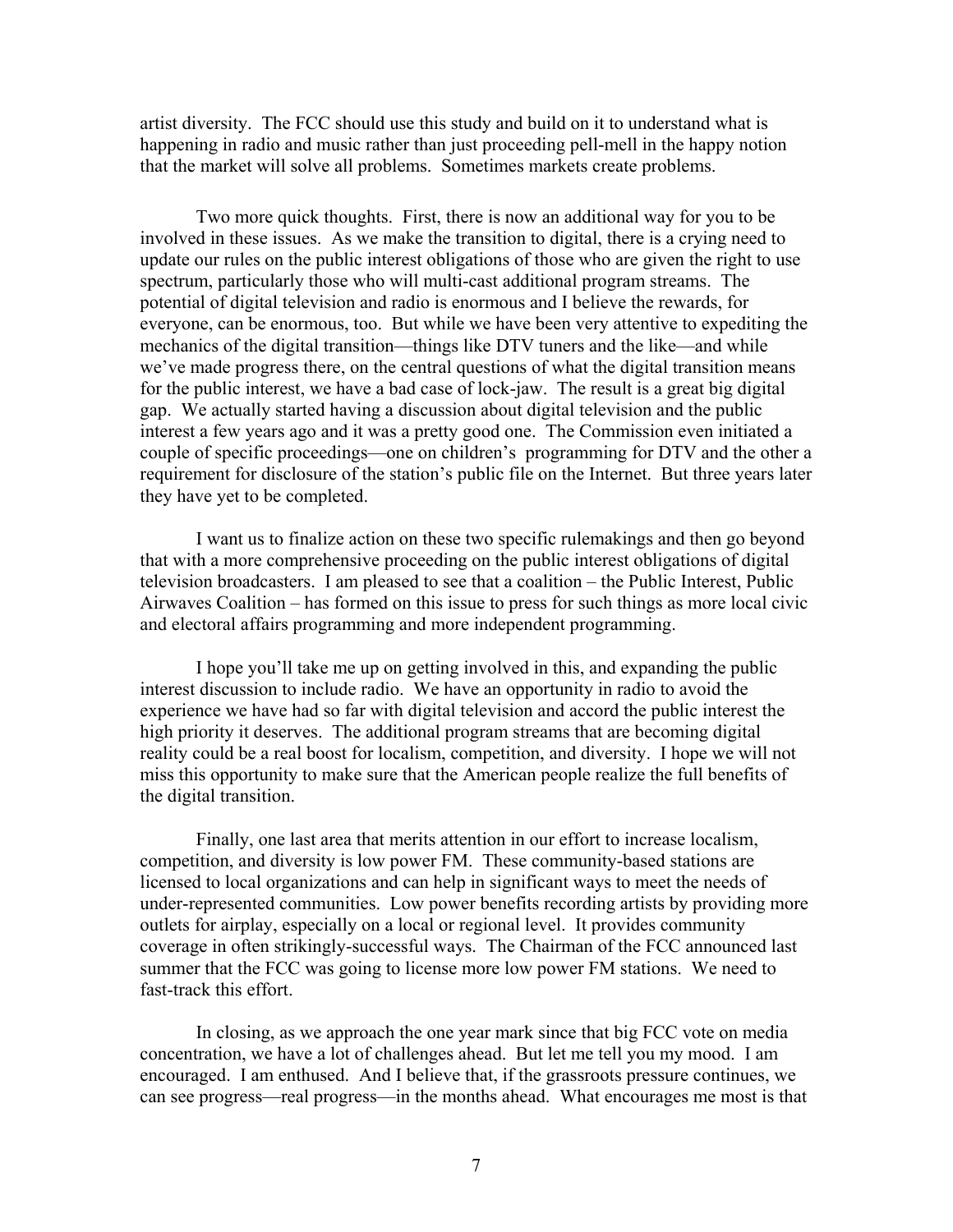artist diversity. The FCC should use this study and build on it to understand what is happening in radio and music rather than just proceeding pell-mell in the happy notion that the market will solve all problems. Sometimes markets create problems.

Two more quick thoughts. First, there is now an additional way for you to be involved in these issues. As we make the transition to digital, there is a crying need to update our rules on the public interest obligations of those who are given the right to use spectrum, particularly those who will multi-cast additional program streams. The potential of digital television and radio is enormous and I believe the rewards, for everyone, can be enormous, too. But while we have been very attentive to expediting the mechanics of the digital transition—things like DTV tuners and the like—and while we've made progress there, on the central questions of what the digital transition means for the public interest, we have a bad case of lock-jaw. The result is a great big digital gap. We actually started having a discussion about digital television and the public interest a few years ago and it was a pretty good one. The Commission even initiated a couple of specific proceedings—one on children's programming for DTV and the other a requirement for disclosure of the station's public file on the Internet. But three years later they have yet to be completed.

I want us to finalize action on these two specific rulemakings and then go beyond that with a more comprehensive proceeding on the public interest obligations of digital television broadcasters. I am pleased to see that a coalition – the Public Interest, Public Airwaves Coalition – has formed on this issue to press for such things as more local civic and electoral affairs programming and more independent programming.

I hope you'll take me up on getting involved in this, and expanding the public interest discussion to include radio. We have an opportunity in radio to avoid the experience we have had so far with digital television and accord the public interest the high priority it deserves. The additional program streams that are becoming digital reality could be a real boost for localism, competition, and diversity. I hope we will not miss this opportunity to make sure that the American people realize the full benefits of the digital transition.

Finally, one last area that merits attention in our effort to increase localism, competition, and diversity is low power FM. These community-based stations are licensed to local organizations and can help in significant ways to meet the needs of under-represented communities. Low power benefits recording artists by providing more outlets for airplay, especially on a local or regional level. It provides community coverage in often strikingly-successful ways. The Chairman of the FCC announced last summer that the FCC was going to license more low power FM stations. We need to fast-track this effort.

In closing, as we approach the one year mark since that big FCC vote on media concentration, we have a lot of challenges ahead. But let me tell you my mood. I am encouraged. I am enthused. And I believe that, if the grassroots pressure continues, we can see progress—real progress—in the months ahead. What encourages me most is that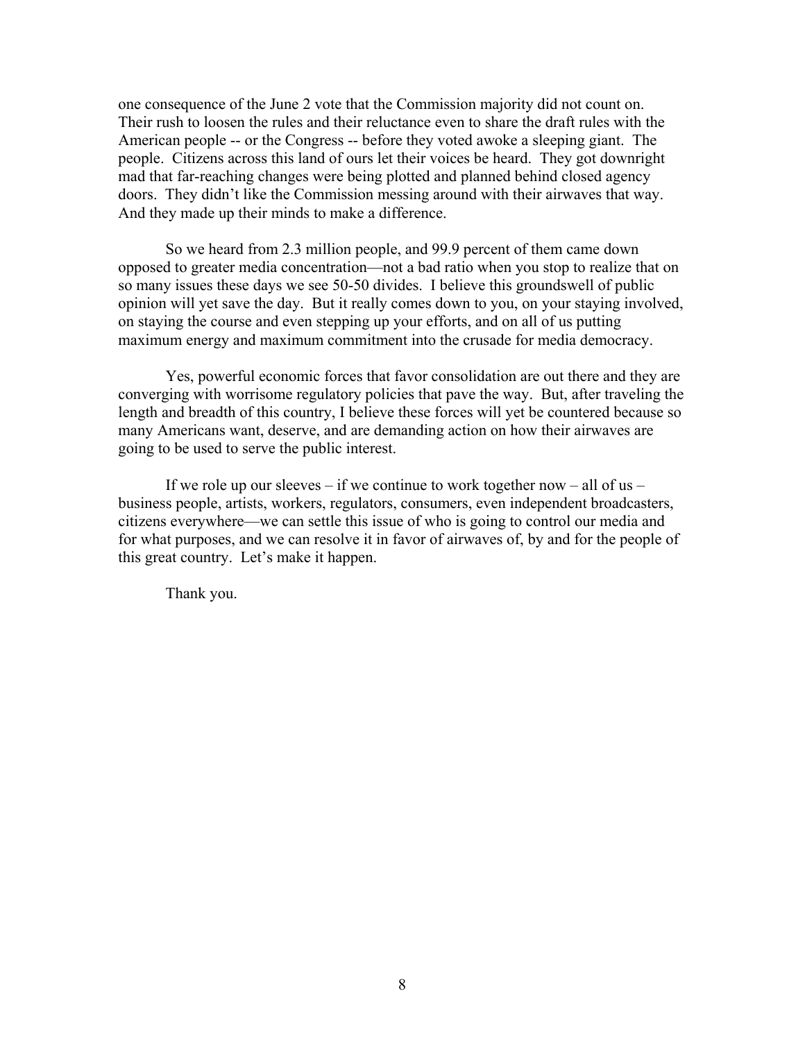one consequence of the June 2 vote that the Commission majority did not count on. Their rush to loosen the rules and their reluctance even to share the draft rules with the American people -- or the Congress -- before they voted awoke a sleeping giant. The people. Citizens across this land of ours let their voices be heard. They got downright mad that far-reaching changes were being plotted and planned behind closed agency doors. They didn't like the Commission messing around with their airwaves that way. And they made up their minds to make a difference.

So we heard from 2.3 million people, and 99.9 percent of them came down opposed to greater media concentration—not a bad ratio when you stop to realize that on so many issues these days we see 50-50 divides. I believe this groundswell of public opinion will yet save the day. But it really comes down to you, on your staying involved, on staying the course and even stepping up your efforts, and on all of us putting maximum energy and maximum commitment into the crusade for media democracy.

Yes, powerful economic forces that favor consolidation are out there and they are converging with worrisome regulatory policies that pave the way. But, after traveling the length and breadth of this country, I believe these forces will yet be countered because so many Americans want, deserve, and are demanding action on how their airwaves are going to be used to serve the public interest.

If we role up our sleeves – if we continue to work together now – all of us – business people, artists, workers, regulators, consumers, even independent broadcasters, citizens everywhere—we can settle this issue of who is going to control our media and for what purposes, and we can resolve it in favor of airwaves of, by and for the people of this great country. Let's make it happen.

Thank you.